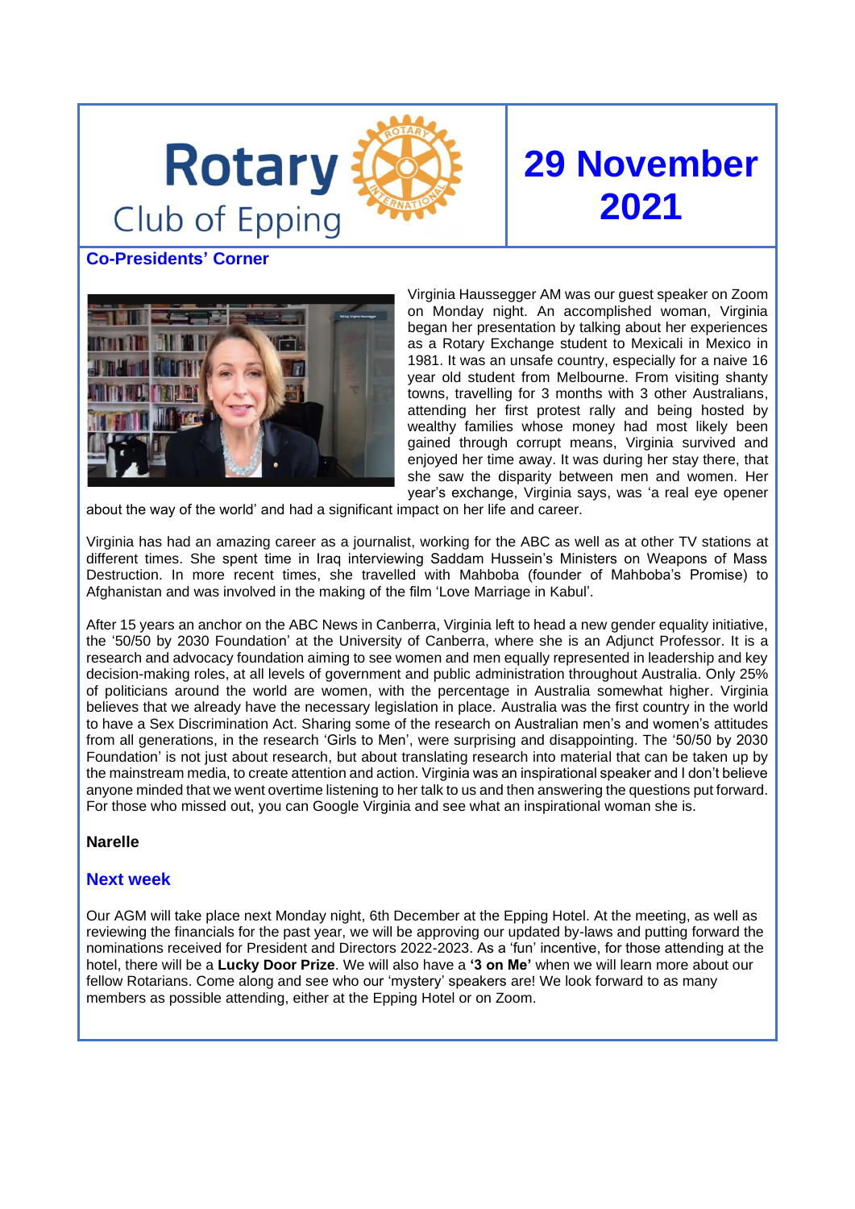# Rotary Club of Epping

# 29 November 2021

## Co-Presidents' Corner

Virginia Haussegger AM was our guest speaker on Zoom on Monday night. An accomplished woman, Virginia began her presentation by talking about her experiences as a Rotary Exchange student to Mexicali in Mexico in 1981. It was an unsafe country, especially for a naive 16 year old student from Melbourne. From visiting shanty towns, travelling for 3 months with 3 other Australians, attending her first protest rally and being hosted by wealthy families whose money had most likely been gained through corrupt means, Virginia survived and enjoyed her time away. It was during her stay there, that she saw the disparity between men and women. Her year's exchange, Virginia says, was 'a real eye opener about the way of the world' and had a significant impact on her life and career.

Virginia has had an amazing career as a journalist, working for the ABC as well as at other TV stations at different times. She spent time in Iraq interviewing Saddam Hussein's Ministers on Weapons of Mass Destruction. In more recent times, she travelled with Mahboba (founder of Mahboba's Promise) to Afghanistan and was involved in the making of the film 'Love Marriage in Kabul'.

After 15 years an anchor on the ABC News in Canberra, Virginia left to head a new gender equality initiative, the '50/50 by 2030 Foundation' at the University of Canberra, where she is an Adjunct Professor. It is a research and advocacy foundation aiming to see women and men equally represented in leadership and key decision-making roles, at all levels of government and public administration throughout Australia. Only 25% of politicians around the world are women, with the percentage in Australia somewhat higher. Virginia believes that we already have the necessary legislation in place. Australia was the first country in the world to have a Sex Discrimination Act. Sharing some of the research on Australian men's and women's attitudes from all generations, in the research 'Girls to Men', were surprising and disappointing. The '50/50 by 2030 Foundation' is not just about research, but about translating research into material that can be taken up by the mainstream media, to create attention and action. Virginia was an inspirational speaker and I don't believe anyone minded that we went overtime listening to her talk to us and then answering the questions put forward. For those who missed out, you can Google Virginia and see what an inspirational woman she is.

**Narelle**

## Next week

Our AGM will take place next Monday night, 6th December at the Epping Hotel. At the meeting, as well as reviewing the financials for the past year, we will be approving our updated by-laws and putting forward the nominations received for President and Directors 2022-2023. As a 'fun' incentive, for those attending at the hotel, there will be a **Lucky Door Prize**. We will also have a **'3 on Me'** when we will learn more about our fellow Rotarians. Come along and see who our 'mystery' speakers are! We look forward to as many members as possible attending, either at the Epping Hotel or on Zoom.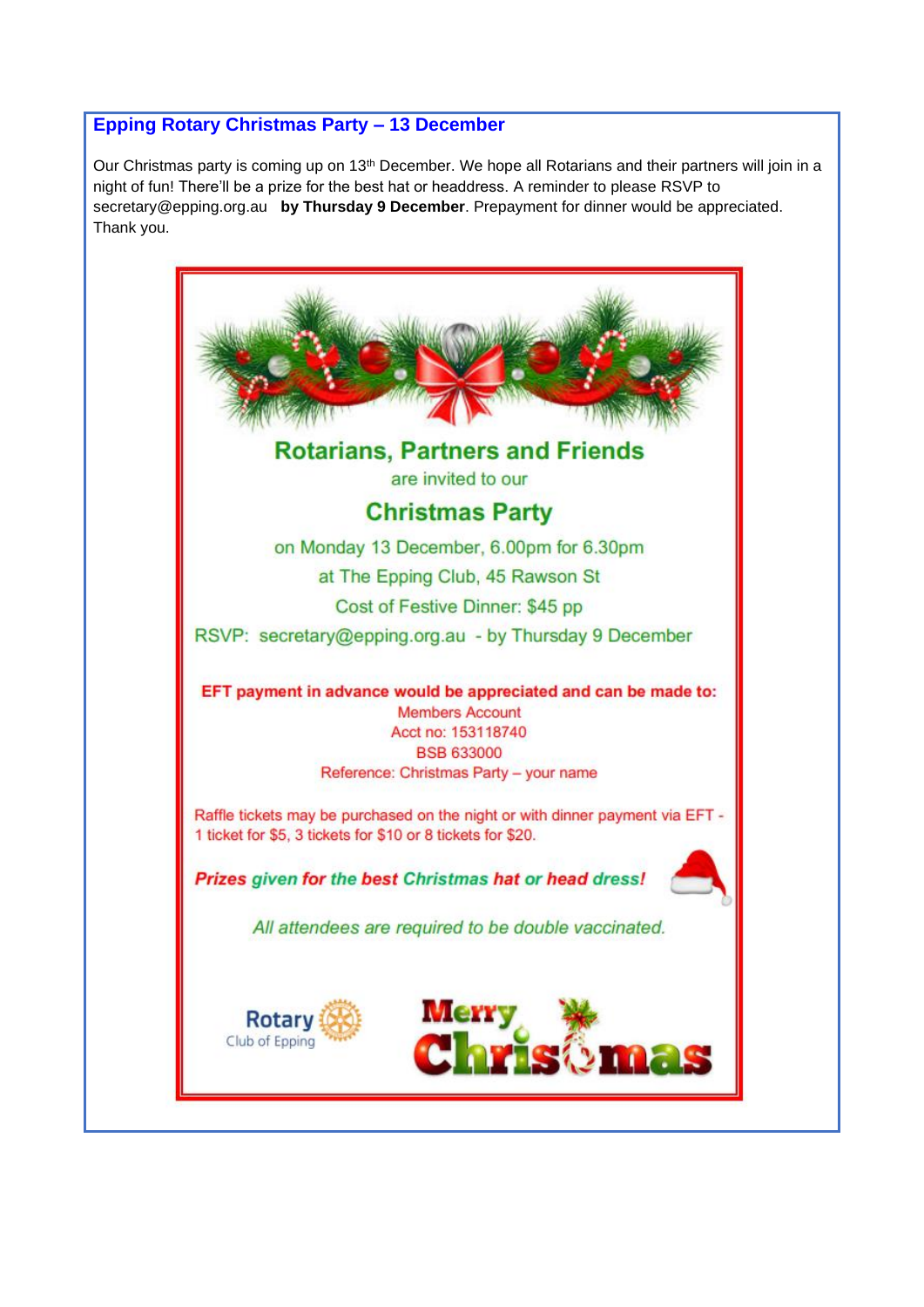## Epping Rotary Christmas Party – 13 December

Our Christmas party is coming up on 13th December. We hope all Rotarians and their partners will join in a night of fun! There'll be a prize for the best hat or headdress. A reminder to please RSVP to secretary@epping.org.au **by Thursday 9 December**. Prepayment for dinner would be appreciated. Thank you.

### Rotarians, Partners and Friends

are invited to our

### Christmas Party

on Monday 13 December, 6.00pm for 6.30pm

at The Epping Club, 45 Rawson St

Cost of Festive Dinner: $45 pp

RSVP: secretary@epping.org.au - by Thursday 9 December

**EFT payment in advance would be appreciated and can be made to:**

Members Account
Acct no: 153118740
BSB 633000
Reference: Christmas Party – your name

Raffle tickets may be purchased on the night or with dinner payment via EFT - 1 ticket for $5, 3 tickets for $10 or 8 tickets for $20.

***Prizes given for the best Christmas hat or head dress!***

*All attendees are required to be double vaccinated.*

Rotary Club of Epping

Merry Christmas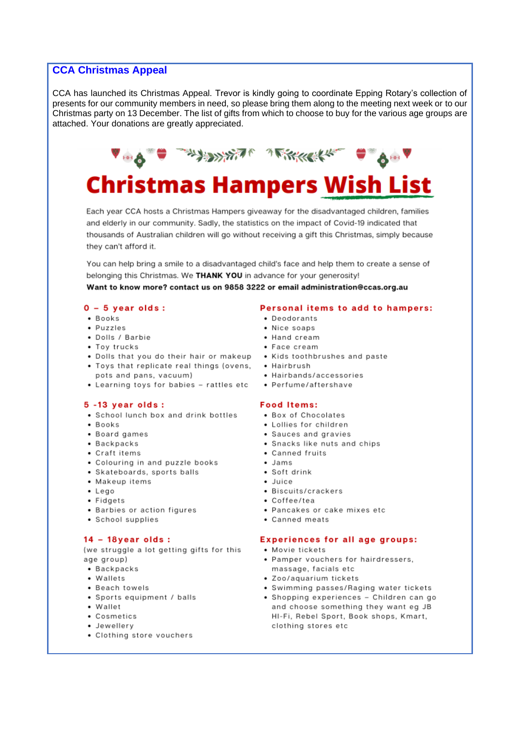## CCA Christmas Appeal

CCA has launched its Christmas Appeal. Trevor is kindly going to coordinate Epping Rotary's collection of presents for our community members in need, so please bring them along to the meeting next week or to our Christmas party on 13 December. The list of gifts from which to choose to buy for the various age groups are attached. Your donations are greatly appreciated.

# Christmas Hampers Wish List

Each year CCA hosts a Christmas Hampers giveaway for the disadvantaged children, families and elderly in our community. Sadly, the statistics on the impact of Covid-19 indicated that thousands of Australian children will go without receiving a gift this Christmas, simply because they can't afford it.

You can help bring a smile to a disadvantaged child's face and help them to create a sense of belonging this Christmas. We **THANK YOU** in advance for your generosity!

**Want to know more? contact us on 9858 3222 or email administration@ccas.org.au**

### 0 – 5 year olds :

- Books
- Puzzles
- Dolls / Barbie
- Toy trucks
- Dolls that you do their hair or makeup
- Toys that replicate real things (ovens, pots and pans, vacuum)
- Learning toys for babies – rattles etc

### 5 -13 year olds :

- School lunch box and drink bottles
- Books
- Board games
- Backpacks
- Craft items
- Colouring in and puzzle books
- Skateboards, sports balls
- Makeup items
- Lego
- Fidgets
- Barbies or action figures
- School supplies

### 14 – 18year olds :

(we struggle a lot getting gifts for this age group)

- Backpacks
- Wallets
- Beach towels
- Sports equipment / balls
- Wallet
- Cosmetics
- Jewellery
- Clothing store vouchers

### Personal items to add to hampers:

- Deodorants
- Nice soaps
- Hand cream
- Face cream
- Kids toothbrushes and paste
- Hairbrush
- Hairbands/accessories
- Perfume/aftershave

### Food Items:

- Box of Chocolates
- Lollies for children
- Sauces and gravies
- Snacks like nuts and chips
- Canned fruits
- Jams
- Soft drink
- Juice
- Biscuits/crackers
- Coffee/tea
- Pancakes or cake mixes etc
- Canned meats

### Experiences for all age groups:

- Movie tickets
- Pamper vouchers for hairdressers, massage, facials etc
- Zoo/aquarium tickets
- Swimming passes/Raging water tickets
- Shopping experiences – Children can go and choose something they want eg JB HI-Fi, Rebel Sport, Book shops, Kmart, clothing stores etc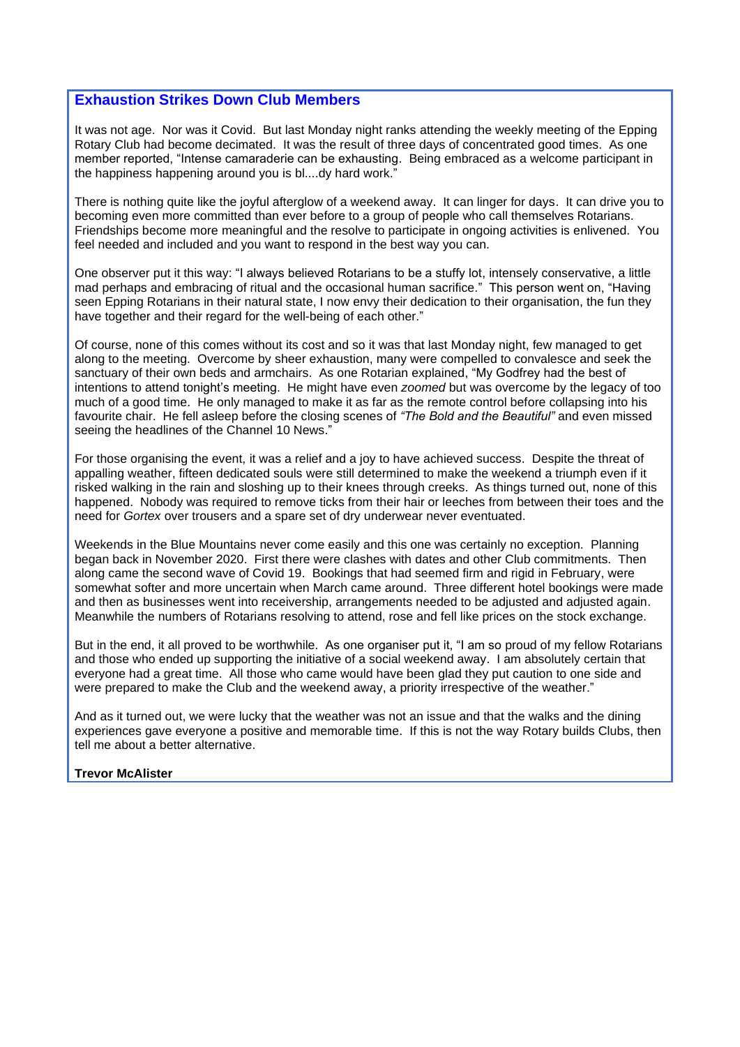## Exhaustion Strikes Down Club Members

It was not age. Nor was it Covid. But last Monday night ranks attending the weekly meeting of the Epping Rotary Club had become decimated. It was the result of three days of concentrated good times. As one member reported, "Intense camaraderie can be exhausting. Being embraced as a welcome participant in the happiness happening around you is bl....dy hard work."

There is nothing quite like the joyful afterglow of a weekend away. It can linger for days. It can drive you to becoming even more committed than ever before to a group of people who call themselves Rotarians. Friendships become more meaningful and the resolve to participate in ongoing activities is enlivened. You feel needed and included and you want to respond in the best way you can.

One observer put it this way: "I always believed Rotarians to be a stuffy lot, intensely conservative, a little mad perhaps and embracing of ritual and the occasional human sacrifice." This person went on, "Having seen Epping Rotarians in their natural state, I now envy their dedication to their organisation, the fun they have together and their regard for the well-being of each other."

Of course, none of this comes without its cost and so it was that last Monday night, few managed to get along to the meeting. Overcome by sheer exhaustion, many were compelled to convalesce and seek the sanctuary of their own beds and armchairs. As one Rotarian explained, "My Godfrey had the best of intentions to attend tonight's meeting. He might have even *zoomed* but was overcome by the legacy of too much of a good time. He only managed to make it as far as the remote control before collapsing into his favourite chair. He fell asleep before the closing scenes of *"The Bold and the Beautiful"* and even missed seeing the headlines of the Channel 10 News."

For those organising the event, it was a relief and a joy to have achieved success. Despite the threat of appalling weather, fifteen dedicated souls were still determined to make the weekend a triumph even if it risked walking in the rain and sloshing up to their knees through creeks. As things turned out, none of this happened. Nobody was required to remove ticks from their hair or leeches from between their toes and the need for *Gortex* over trousers and a spare set of dry underwear never eventuated.

Weekends in the Blue Mountains never come easily and this one was certainly no exception. Planning began back in November 2020. First there were clashes with dates and other Club commitments. Then along came the second wave of Covid 19. Bookings that had seemed firm and rigid in February, were somewhat softer and more uncertain when March came around. Three different hotel bookings were made and then as businesses went into receivership, arrangements needed to be adjusted and adjusted again. Meanwhile the numbers of Rotarians resolving to attend, rose and fell like prices on the stock exchange.

But in the end, it all proved to be worthwhile. As one organiser put it, "I am so proud of my fellow Rotarians and those who ended up supporting the initiative of a social weekend away. I am absolutely certain that everyone had a great time. All those who came would have been glad they put caution to one side and were prepared to make the Club and the weekend away, a priority irrespective of the weather."

And as it turned out, we were lucky that the weather was not an issue and that the walks and the dining experiences gave everyone a positive and memorable time. If this is not the way Rotary builds Clubs, then tell me about a better alternative.

**Trevor McAlister**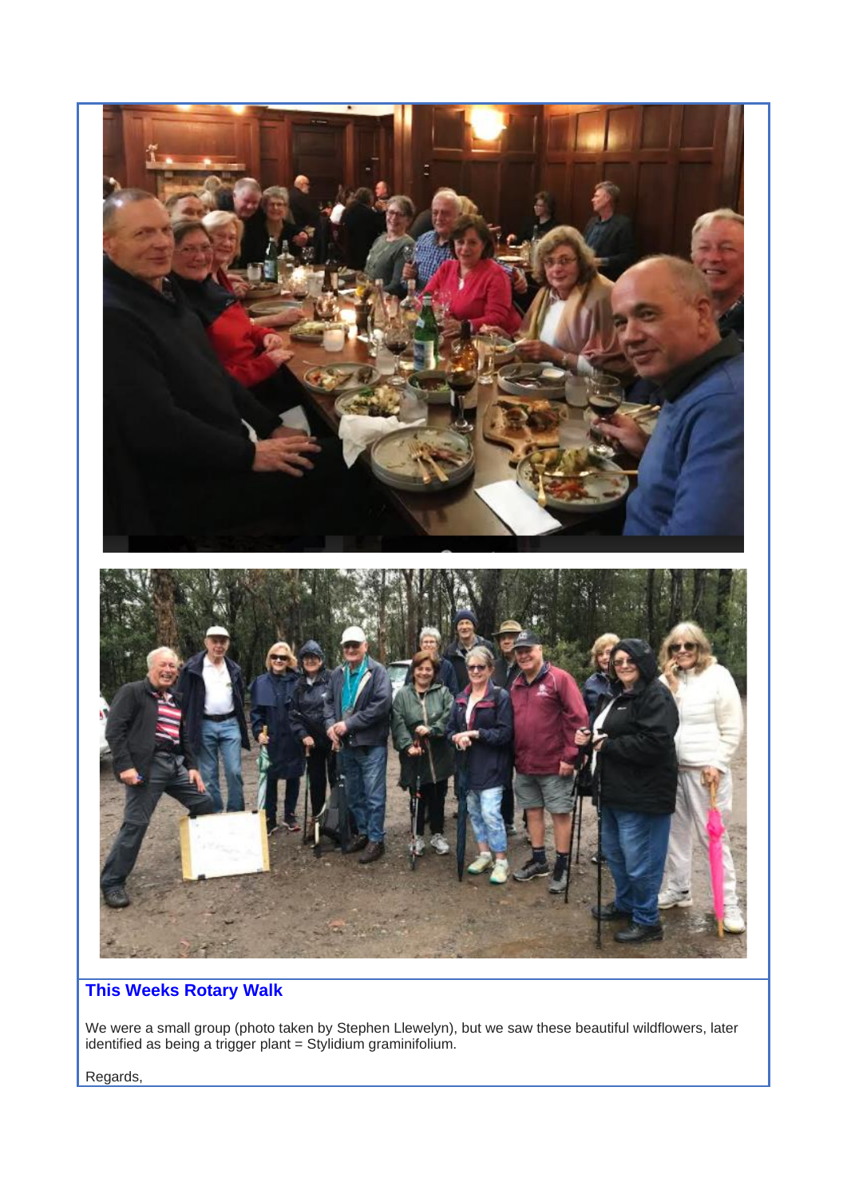## This Weeks Rotary Walk

We were a small group (photo taken by Stephen Llewelyn), but we saw these beautiful wildflowers, later identified as being a trigger plant = Stylidium graminifolium.

Regards,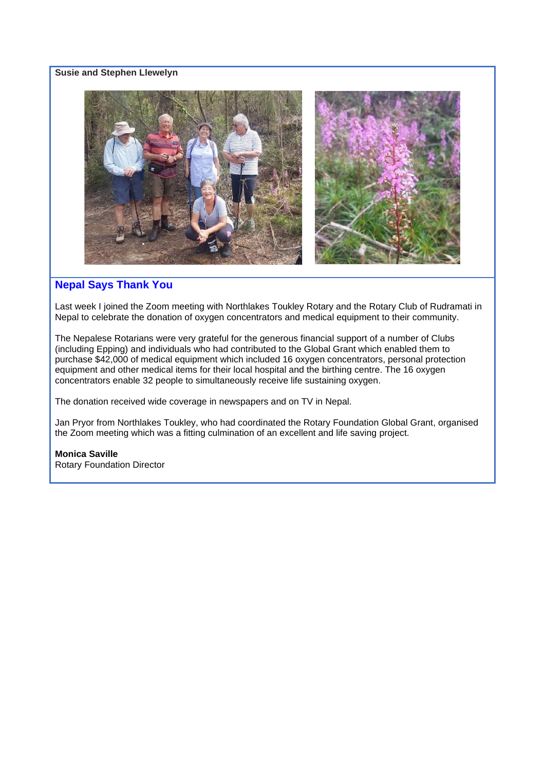**Susie and Stephen Llewelyn**

## Nepal Says Thank You

Last week I joined the Zoom meeting with Northlakes Toukley Rotary and the Rotary Club of Rudramati in Nepal to celebrate the donation of oxygen concentrators and medical equipment to their community.

The Nepalese Rotarians were very grateful for the generous financial support of a number of Clubs (including Epping) and individuals who had contributed to the Global Grant which enabled them to purchase $42,000 of medical equipment which included 16 oxygen concentrators, personal protection equipment and other medical items for their local hospital and the birthing centre. The 16 oxygen concentrators enable 32 people to simultaneously receive life sustaining oxygen.

The donation received wide coverage in newspapers and on TV in Nepal.

Jan Pryor from Northlakes Toukley, who had coordinated the Rotary Foundation Global Grant, organised the Zoom meeting which was a fitting culmination of an excellent and life saving project.

**Monica Saville**
Rotary Foundation Director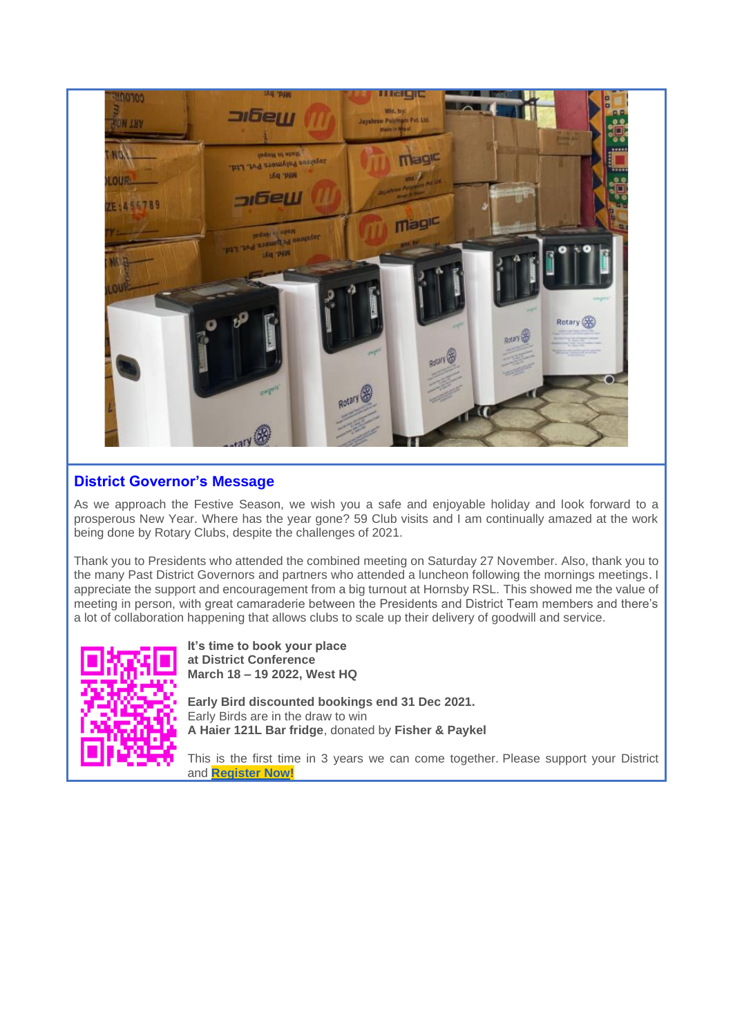## District Governor's Message

As we approach the Festive Season, we wish you a safe and enjoyable holiday and look forward to a prosperous New Year. Where has the year gone? 59 Club visits and I am continually amazed at the work being done by Rotary Clubs, despite the challenges of 2021.

Thank you to Presidents who attended the combined meeting on Saturday 27 November. Also, thank you to the many Past District Governors and partners who attended a luncheon following the mornings meetings. I appreciate the support and encouragement from a big turnout at Hornsby RSL. This showed me the value of meeting in person, with great camaraderie between the Presidents and District Team members and there's a lot of collaboration happening that allows clubs to scale up their delivery of goodwill and service.

**It's time to book your place at District Conference March 18 – 19 2022, West HQ**

**Early Bird discounted bookings end 31 Dec 2021.**
Early Birds are in the draw to win
**A Haier 121L Bar fridge**, donated by **Fisher & Paykel**

This is the first time in 3 years we can come together. Please support your District and **Register Now!**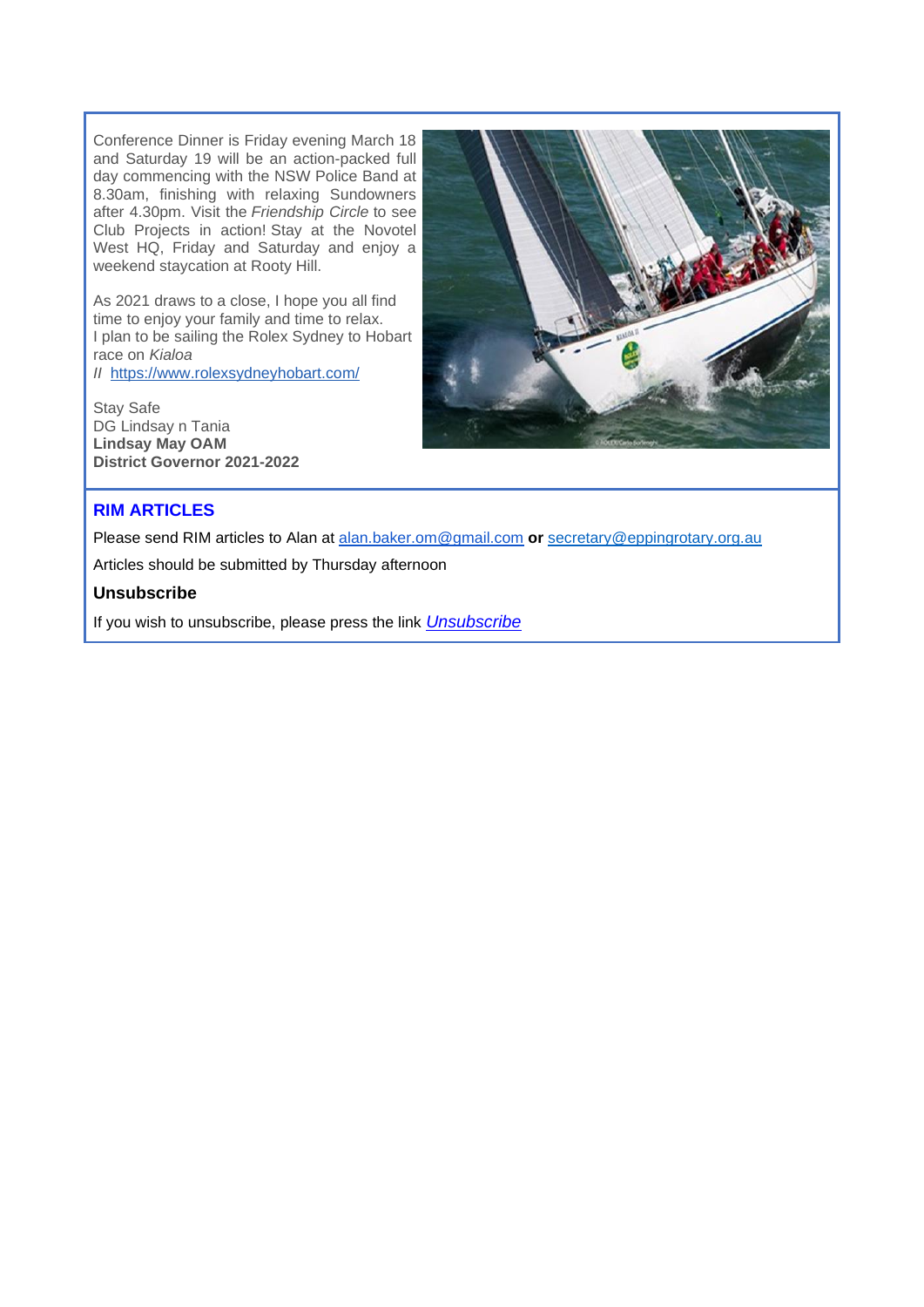Conference Dinner is Friday evening March 18 and Saturday 19 will be an action-packed full day commencing with the NSW Police Band at 8.30am, finishing with relaxing Sundowners after 4.30pm. Visit the *Friendship Circle* to see Club Projects in action! Stay at the Novotel West HQ, Friday and Saturday and enjoy a weekend staycation at Rooty Hill.

As 2021 draws to a close, I hope you all find time to enjoy your family and time to relax.
I plan to be sailing the Rolex Sydney to Hobart race on *Kialoa II* https://www.rolexsydneyhobart.com/

Stay Safe
DG Lindsay n Tania
**Lindsay May OAM**
**District Governor 2021-2022**

## RIM ARTICLES

Please send RIM articles to Alan at alan.baker.om@gmail.com **or** secretary@eppingrotary.org.au

Articles should be submitted by Thursday afternoon

### Unsubscribe

If you wish to unsubscribe, please press the link *Unsubscribe*